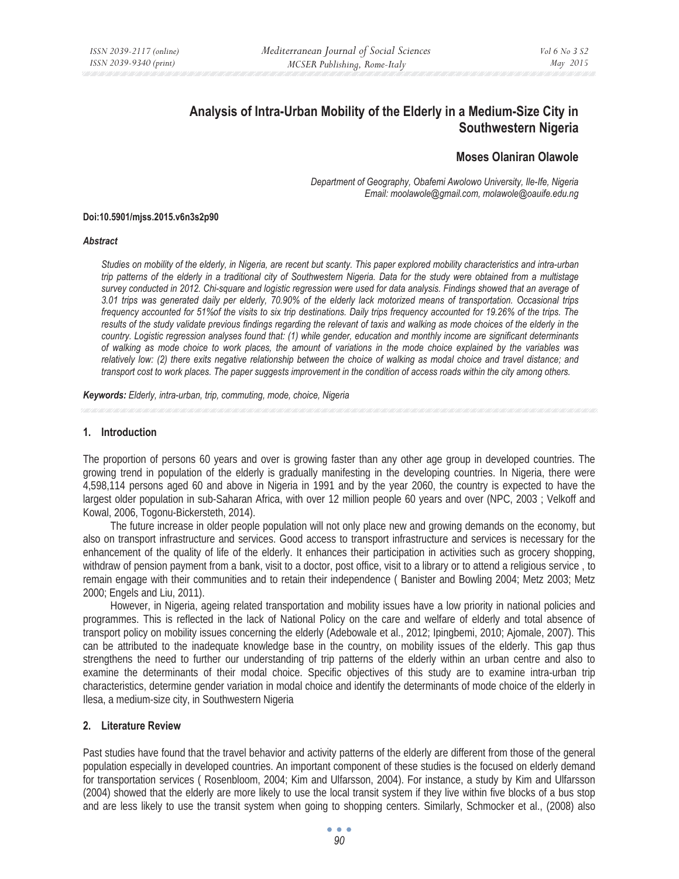# Analysis of Intra-Urban Mobility of the Elderly in a Medium-Size City in Southwestern Nigeria

**Moses Olaniran Olawole**

*Department of Geography, Obafemi Awolowo University, Ile-Ife, Nigeria*
*Email: moolawole@gmail.com, molawole@oauife.edu.ng*

**Doi:10.5901/mjss.2015.v6n3s2p90**

***Abstract***

*Studies on mobility of the elderly, in Nigeria, are recent but scanty. This paper explored mobility characteristics and intra-urban trip patterns of the elderly in a traditional city of Southwestern Nigeria. Data for the study were obtained from a multistage survey conducted in 2012. Chi-square and logistic regression were used for data analysis. Findings showed that an average of 3.01 trips was generated daily per elderly, 70.90% of the elderly lack motorized means of transportation. Occasional trips frequency accounted for 51%of the visits to six trip destinations. Daily trips frequency accounted for 19.26% of the trips. The results of the study validate previous findings regarding the relevant of taxis and walking as mode choices of the elderly in the country. Logistic regression analyses found that: (1) while gender, education and monthly income are significant determinants of walking as mode choice to work places, the amount of variations in the mode choice explained by the variables was relatively low: (2) there exits negative relationship between the choice of walking as modal choice and travel distance; and transport cost to work places. The paper suggests improvement in the condition of access roads within the city among others.*

***Keywords:*** *Elderly, intra-urban, trip, commuting, mode, choice, Nigeria*

## 1. Introduction

The proportion of persons 60 years and over is growing faster than any other age group in developed countries. The growing trend in population of the elderly is gradually manifesting in the developing countries. In Nigeria, there were 4,598,114 persons aged 60 and above in Nigeria in 1991 and by the year 2060, the country is expected to have the largest older population in sub-Saharan Africa, with over 12 million people 60 years and over (NPC, 2003 ; Velkoff and Kowal, 2006, Togonu-Bickersteth, 2014).

The future increase in older people population will not only place new and growing demands on the economy, but also on transport infrastructure and services. Good access to transport infrastructure and services is necessary for the enhancement of the quality of life of the elderly. It enhances their participation in activities such as grocery shopping, withdraw of pension payment from a bank, visit to a doctor, post office, visit to a library or to attend a religious service , to remain engage with their communities and to retain their independence ( Banister and Bowling 2004; Metz 2003; Metz 2000; Engels and Liu, 2011).

However, in Nigeria, ageing related transportation and mobility issues have a low priority in national policies and programmes. This is reflected in the lack of National Policy on the care and welfare of elderly and total absence of transport policy on mobility issues concerning the elderly (Adebowale et al., 2012; Ipingbemi, 2010; Ajomale, 2007). This can be attributed to the inadequate knowledge base in the country, on mobility issues of the elderly. This gap thus strengthens the need to further our understanding of trip patterns of the elderly within an urban centre and also to examine the determinants of their modal choice. Specific objectives of this study are to examine intra-urban trip characteristics, determine gender variation in modal choice and identify the determinants of mode choice of the elderly in Ilesa, a medium-size city, in Southwestern Nigeria

## 2. Literature Review

Past studies have found that the travel behavior and activity patterns of the elderly are different from those of the general population especially in developed countries. An important component of these studies is the focused on elderly demand for transportation services ( Rosenbloom, 2004; Kim and Ulfarsson, 2004). For instance, a study by Kim and Ulfarsson (2004) showed that the elderly are more likely to use the local transit system if they live within five blocks of a bus stop and are less likely to use the transit system when going to shopping centers. Similarly, Schmocker et al., (2008) also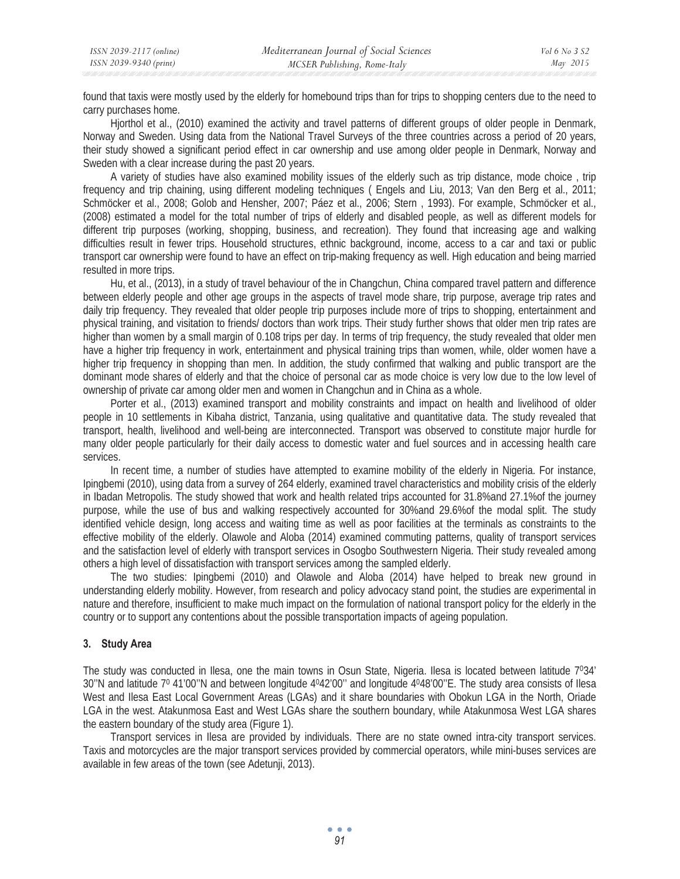found that taxis were mostly used by the elderly for homebound trips than for trips to shopping centers due to the need to carry purchases home.

Hjorthol et al., (2010) examined the activity and travel patterns of different groups of older people in Denmark, Norway and Sweden. Using data from the National Travel Surveys of the three countries across a period of 20 years, their study showed a significant period effect in car ownership and use among older people in Denmark, Norway and Sweden with a clear increase during the past 20 years.

A variety of studies have also examined mobility issues of the elderly such as trip distance, mode choice , trip frequency and trip chaining, using different modeling techniques ( Engels and Liu, 2013; Van den Berg et al., 2011; Schmöcker et al., 2008; Golob and Hensher, 2007; Páez et al., 2006; Stern , 1993). For example, Schmöcker et al., (2008) estimated a model for the total number of trips of elderly and disabled people, as well as different models for different trip purposes (working, shopping, business, and recreation). They found that increasing age and walking difficulties result in fewer trips. Household structures, ethnic background, income, access to a car and taxi or public transport car ownership were found to have an effect on trip-making frequency as well. High education and being married resulted in more trips.

Hu, et al., (2013), in a study of travel behaviour of the in Changchun, China compared travel pattern and difference between elderly people and other age groups in the aspects of travel mode share, trip purpose, average trip rates and daily trip frequency. They revealed that older people trip purposes include more of trips to shopping, entertainment and physical training, and visitation to friends/ doctors than work trips. Their study further shows that older men trip rates are higher than women by a small margin of 0.108 trips per day. In terms of trip frequency, the study revealed that older men have a higher trip frequency in work, entertainment and physical training trips than women, while, older women have a higher trip frequency in shopping than men. In addition, the study confirmed that walking and public transport are the dominant mode shares of elderly and that the choice of personal car as mode choice is very low due to the low level of ownership of private car among older men and women in Changchun and in China as a whole.

Porter et al., (2013) examined transport and mobility constraints and impact on health and livelihood of older people in 10 settlements in Kibaha district, Tanzania, using qualitative and quantitative data. The study revealed that transport, health, livelihood and well-being are interconnected. Transport was observed to constitute major hurdle for many older people particularly for their daily access to domestic water and fuel sources and in accessing health care services.

In recent time, a number of studies have attempted to examine mobility of the elderly in Nigeria. For instance, Ipingbemi (2010), using data from a survey of 264 elderly, examined travel characteristics and mobility crisis of the elderly in Ibadan Metropolis. The study showed that work and health related trips accounted for 31.8%and 27.1%of the journey purpose, while the use of bus and walking respectively accounted for 30%and 29.6%of the modal split. The study identified vehicle design, long access and waiting time as well as poor facilities at the terminals as constraints to the effective mobility of the elderly. Olawole and Aloba (2014) examined commuting patterns, quality of transport services and the satisfaction level of elderly with transport services in Osogbo Southwestern Nigeria. Their study revealed among others a high level of dissatisfaction with transport services among the sampled elderly.

The two studies: Ipingbemi (2010) and Olawole and Aloba (2014) have helped to break new ground in understanding elderly mobility. However, from research and policy advocacy stand point, the studies are experimental in nature and therefore, insufficient to make much impact on the formulation of national transport policy for the elderly in the country or to support any contentions about the possible transportation impacts of ageing population.

## 3. Study Area

The study was conducted in Ilesa, one the main towns in Osun State, Nigeria. Ilesa is located between latitude 7$^0$34' 30''N and latitude 7$^0$ 41'00''N and between longitude 4$^0$42'00'' and longitude 4$^0$48'00''E. The study area consists of Ilesa West and Ilesa East Local Government Areas (LGAs) and it share boundaries with Obokun LGA in the North, Oriade LGA in the west. Atakunmosa East and West LGAs share the southern boundary, while Atakunmosa West LGA shares the eastern boundary of the study area (Figure 1).

Transport services in Ilesa are provided by individuals. There are no state owned intra-city transport services. Taxis and motorcycles are the major transport services provided by commercial operators, while mini-buses services are available in few areas of the town (see Adetunji, 2013).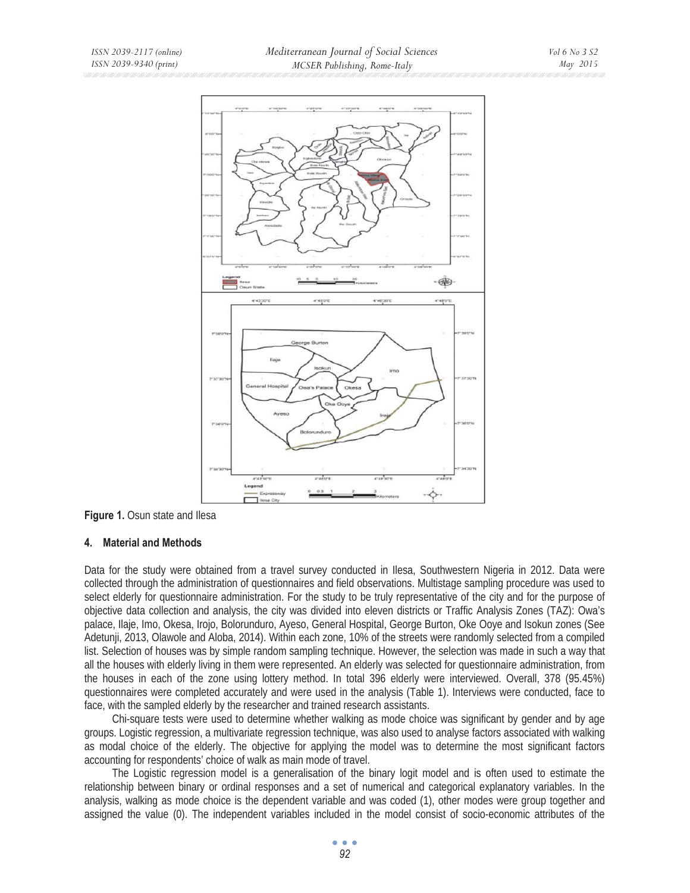**Figure 1.** Osun state and Ilesa

#### 4. Material and Methods

Data for the study were obtained from a travel survey conducted in Ilesa, Southwestern Nigeria in 2012. Data were collected through the administration of questionnaires and field observations. Multistage sampling procedure was used to select elderly for questionnaire administration. For the study to be truly representative of the city and for the purpose of objective data collection and analysis, the city was divided into eleven districts or Traffic Analysis Zones (TAZ): Owa's palace, Ilaje, Imo, Okesa, Irojo, Bolorunduro, Ayeso, General Hospital, George Burton, Oke Ooye and Isokun zones (See Adetunji, 2013, Olawole and Aloba, 2014). Within each zone, 10% of the streets were randomly selected from a compiled list. Selection of houses was by simple random sampling technique. However, the selection was made in such a way that all the houses with elderly living in them were represented. An elderly was selected for questionnaire administration, from the houses in each of the zone using lottery method. In total 396 elderly were interviewed. Overall, 378 (95.45%) questionnaires were completed accurately and were used in the analysis (Table 1). Interviews were conducted, face to face, with the sampled elderly by the researcher and trained research assistants.

Chi-square tests were used to determine whether walking as mode choice was significant by gender and by age groups. Logistic regression, a multivariate regression technique, was also used to analyse factors associated with walking as modal choice of the elderly. The objective for applying the model was to determine the most significant factors accounting for respondents' choice of walk as main mode of travel.

The Logistic regression model is a generalisation of the binary logit model and is often used to estimate the relationship between binary or ordinal responses and a set of numerical and categorical explanatory variables. In the analysis, walking as mode choice is the dependent variable and was coded (1), other modes were group together and assigned the value (0). The independent variables included in the model consist of socio-economic attributes of the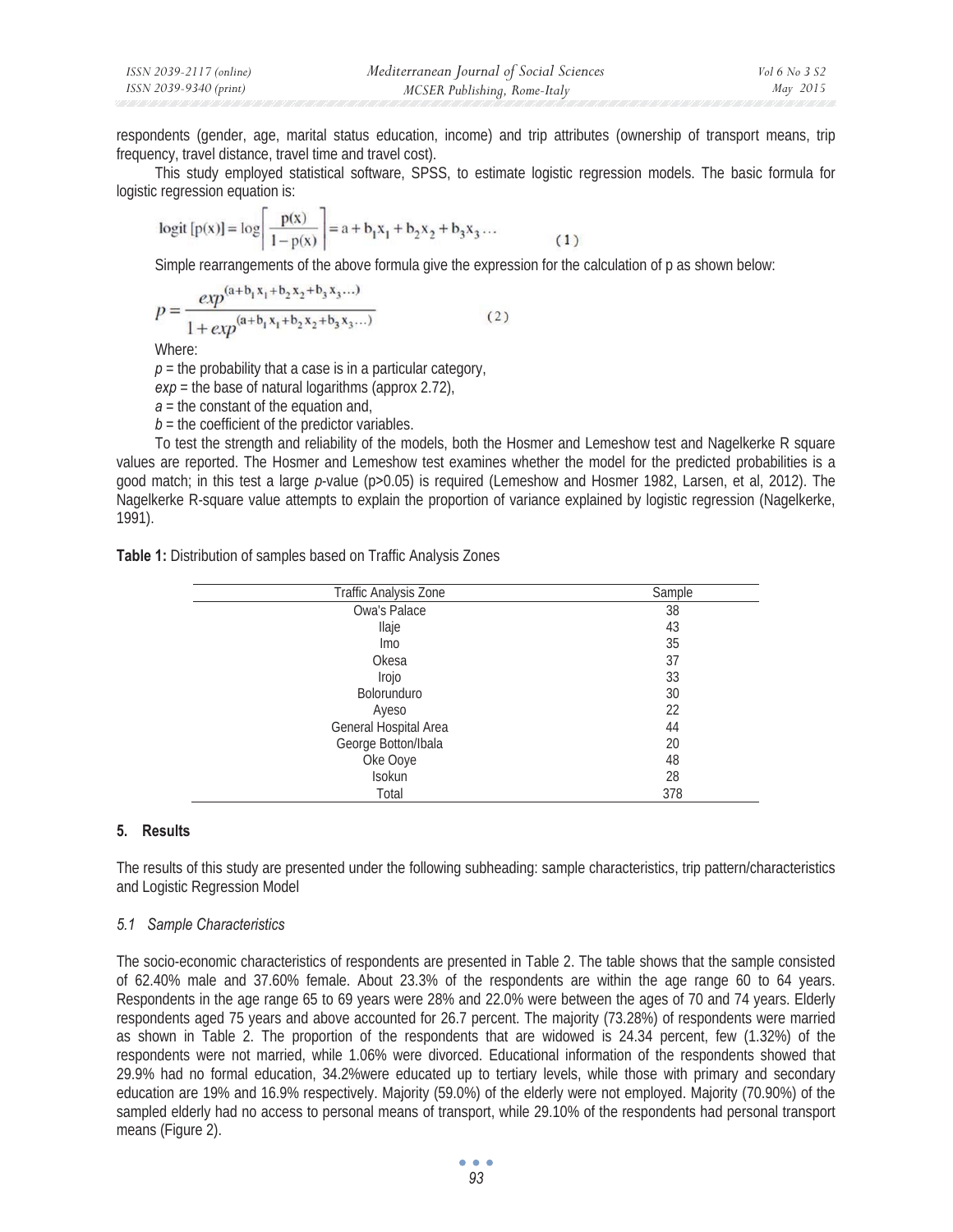respondents (gender, age, marital status education, income) and trip attributes (ownership of transport means, trip frequency, travel distance, travel time and travel cost).

This study employed statistical software, SPSS, to estimate logistic regression models. The basic formula for logistic regression equation is:

$$\text{logit}\,[p(x)] = \log\left[\frac{p(x)}{1-p(x)}\right] = a + b_1x_1 + b_2x_2 + b_3x_3 \ldots \qquad (1)$$

Simple rearrangements of the above formula give the expression for the calculation of p as shown below:

$$p = \frac{exp^{(a+b_1x_1+b_2x_2+b_3x_3\ldots)}}{1+exp^{(a+b_1x_1+b_2x_2+b_3x_3\ldots)}} \qquad (2)$$

Where:

$p$ = the probability that a case is in a particular category,

*exp* = the base of natural logarithms (approx 2.72),

$a$ = the constant of the equation and,

$b$ = the coefficient of the predictor variables.

To test the strength and reliability of the models, both the Hosmer and Lemeshow test and Nagelkerke R square values are reported. The Hosmer and Lemeshow test examines whether the model for the predicted probabilities is a good match; in this test a large *p*-value ($p>0.05$) is required (Lemeshow and Hosmer 1982, Larsen, et al, 2012). The Nagelkerke R-square value attempts to explain the proportion of variance explained by logistic regression (Nagelkerke, 1991).

**Table 1:** Distribution of samples based on Traffic Analysis Zones

| Traffic Analysis Zone | Sample |
|---|---|
| Owa's Palace | 38 |
| Ilaje | 43 |
| Imo | 35 |
| Okesa | 37 |
| Irojo | 33 |
| Bolorunduro | 30 |
| Ayeso | 22 |
| General Hospital Area | 44 |
| George Botton/Ibala | 20 |
| Oke Ooye | 48 |
| Isokun | 28 |
| Total | 378 |

## 5. Results

The results of this study are presented under the following subheading: sample characteristics, trip pattern/characteristics and Logistic Regression Model

### *5.1 Sample Characteristics*

The socio-economic characteristics of respondents are presented in Table 2. The table shows that the sample consisted of 62.40% male and 37.60% female. About 23.3% of the respondents are within the age range 60 to 64 years. Respondents in the age range 65 to 69 years were 28% and 22.0% were between the ages of 70 and 74 years. Elderly respondents aged 75 years and above accounted for 26.7 percent. The majority (73.28%) of respondents were married as shown in Table 2. The proportion of the respondents that are widowed is 24.34 percent, few (1.32%) of the respondents were not married, while 1.06% were divorced. Educational information of the respondents showed that 29.9% had no formal education, 34.2%were educated up to tertiary levels, while those with primary and secondary education are 19% and 16.9% respectively. Majority (59.0%) of the elderly were not employed. Majority (70.90%) of the sampled elderly had no access to personal means of transport, while 29.10% of the respondents had personal transport means (Figure 2).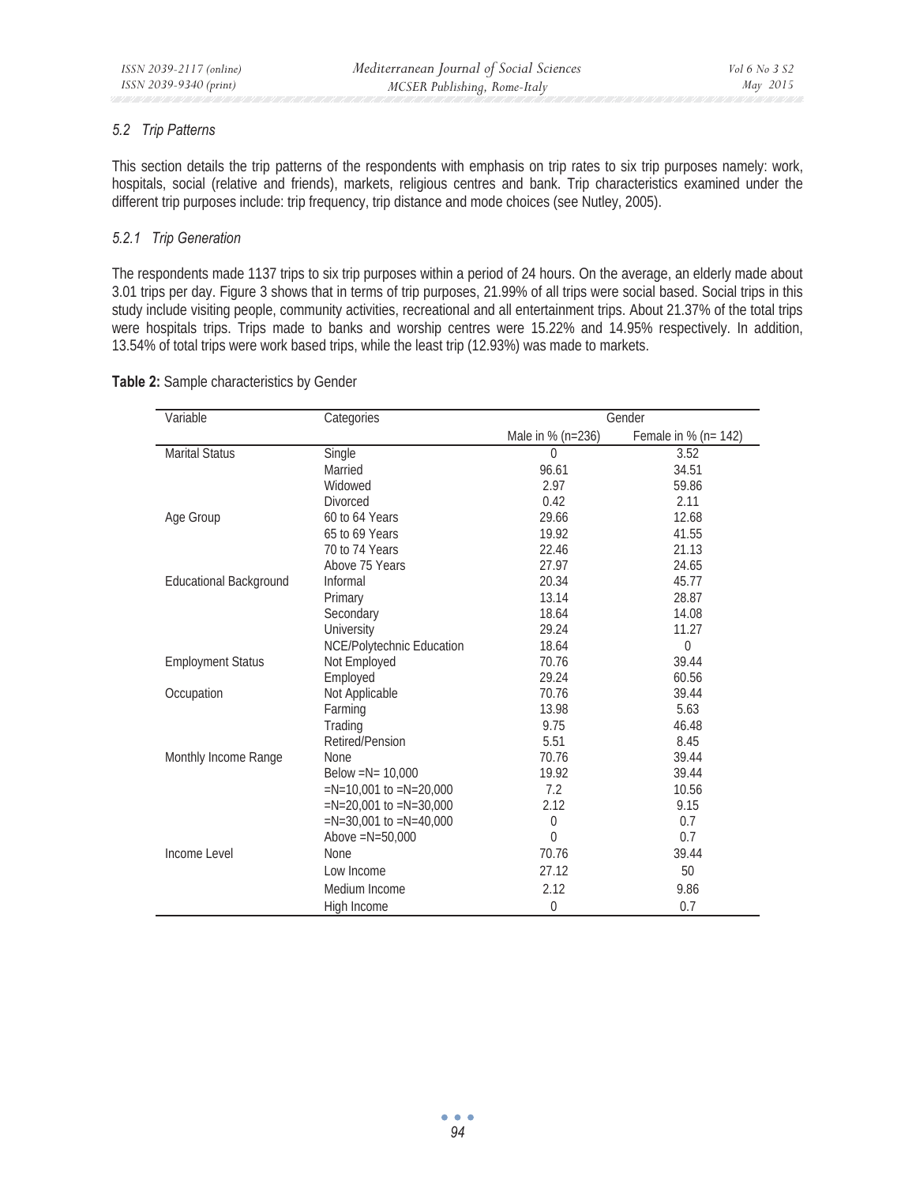### 5.2 Trip Patterns

This section details the trip patterns of the respondents with emphasis on trip rates to six trip purposes namely: work, hospitals, social (relative and friends), markets, religious centres and bank. Trip characteristics examined under the different trip purposes include: trip frequency, trip distance and mode choices (see Nutley, 2005).

#### 5.2.1 Trip Generation

The respondents made 1137 trips to six trip purposes within a period of 24 hours. On the average, an elderly made about 3.01 trips per day. Figure 3 shows that in terms of trip purposes, 21.99% of all trips were social based. Social trips in this study include visiting people, community activities, recreational and all entertainment trips. About 21.37% of the total trips were hospitals trips. Trips made to banks and worship centres were 15.22% and 14.95% respectively. In addition, 13.54% of total trips were work based trips, while the least trip (12.93%) was made to markets.

**Table 2:** Sample characteristics by Gender

| Variable | Categories | Gender | |
|---|---|---|---|
| | | Male in % (n=236) | Female in % (n= 142) |
| Marital Status | Single | 0 | 3.52 |
| | Married | 96.61 | 34.51 |
| | Widowed | 2.97 | 59.86 |
| | Divorced | 0.42 | 2.11 |
| Age Group | 60 to 64 Years | 29.66 | 12.68 |
| | 65 to 69 Years | 19.92 | 41.55 |
| | 70 to 74 Years | 22.46 | 21.13 |
| | Above 75 Years | 27.97 | 24.65 |
| Educational Background | Informal | 20.34 | 45.77 |
| | Primary | 13.14 | 28.87 |
| | Secondary | 18.64 | 14.08 |
| | University | 29.24 | 11.27 |
| | NCE/Polytechnic Education | 18.64 | 0 |
| Employment Status | Not Employed | 70.76 | 39.44 |
| | Employed | 29.24 | 60.56 |
| Occupation | Not Applicable | 70.76 | 39.44 |
| | Farming | 13.98 | 5.63 |
| | Trading | 9.75 | 46.48 |
| | Retired/Pension | 5.51 | 8.45 |
| Monthly Income Range | None | 70.76 | 39.44 |
| | Below =N= 10,000 | 19.92 | 39.44 |
| | =N=10,001 to =N=20,000 | 7.2 | 10.56 |
| | =N=20,001 to =N=30,000 | 2.12 | 9.15 |
| | =N=30,001 to =N=40,000 | 0 | 0.7 |
| | Above =N=50,000 | 0 | 0.7 |
| Income Level | None | 70.76 | 39.44 |
| | Low Income | 27.12 | 50 |
| | Medium Income | 2.12 | 9.86 |
| | High Income | 0 | 0.7 |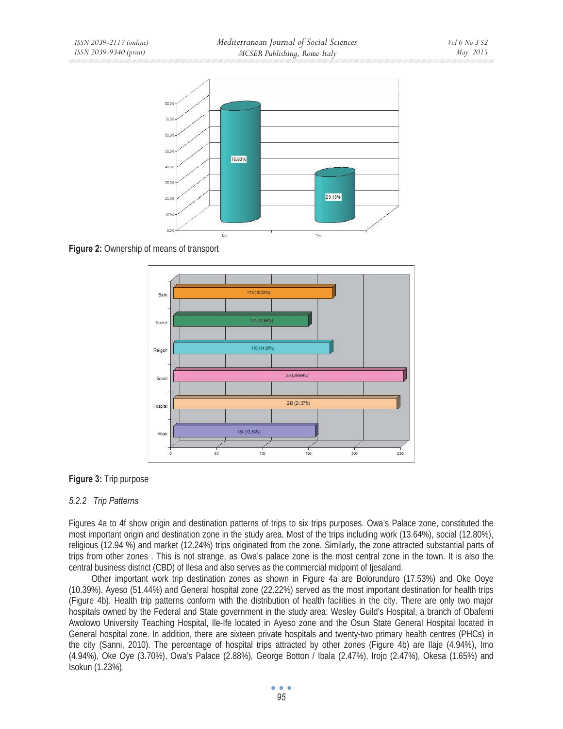**Figure 2:** Ownership of means of transport

**Figure 3:** Trip purpose

### *5.2.2 Trip Patterns*

Figures 4a to 4f show origin and destination patterns of trips to six trips purposes. Owa's Palace zone, constituted the most important origin and destination zone in the study area. Most of the trips including work (13.64%), social (12.80%), religious (12.94 %) and market (12.24%) trips originated from the zone. Similarly, the zone attracted substantial parts of trips from other zones . This is not strange, as Owa's palace zone is the most central zone in the town. It is also the central business district (CBD) of Ilesa and also serves as the commercial midpoint of Ijesaland.

Other important work trip destination zones as shown in Figure 4a are Bolorunduro (17.53%) and Oke Ooye (10.39%). Ayeso (51.44%) and General hospital zone (22.22%) served as the most important destination for health trips (Figure 4b). Health trip patterns conform with the distribution of health facilities in the city. There are only two major hospitals owned by the Federal and State government in the study area: Wesley Guild's Hospital, a branch of Obafemi Awolowo University Teaching Hospital, Ile-Ife located in Ayeso zone and the Osun State General Hospital located in General hospital zone. In addition, there are sixteen private hospitals and twenty-two primary health centres (PHCs) in the city (Sanni, 2010). The percentage of hospital trips attracted by other zones (Figure 4b) are Ilaje (4.94%), Imo (4.94%), Oke Oye (3.70%), Owa's Palace (2.88%), George Botton / Ibala (2.47%), Irojo (2.47%), Okesa (1.65%) and Isokun (1.23%).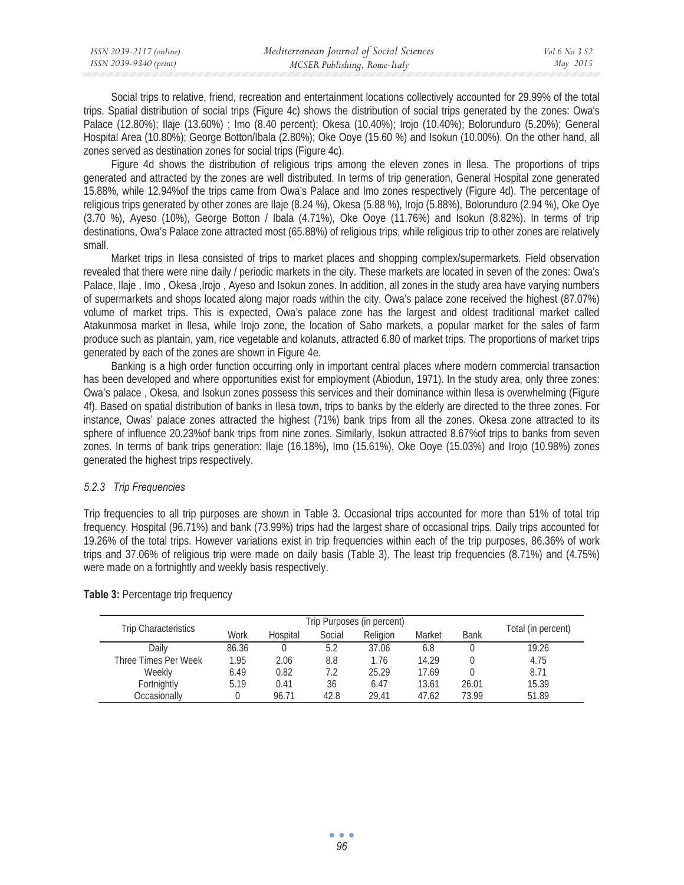Social trips to relative, friend, recreation and entertainment locations collectively accounted for 29.99% of the total trips. Spatial distribution of social trips (Figure 4c) shows the distribution of social trips generated by the zones: Owa's Palace (12.80%); Ilaje (13.60%) ; Imo (8.40 percent); Okesa (10.40%); Irojo (10.40%); Bolorunduro (5.20%); General Hospital Area (10.80%); George Botton/Ibala (2.80%); Oke Ooye (15.60 %) and Isokun (10.00%). On the other hand, all zones served as destination zones for social trips (Figure 4c).

Figure 4d shows the distribution of religious trips among the eleven zones in Ilesa. The proportions of trips generated and attracted by the zones are well distributed. In terms of trip generation, General Hospital zone generated 15.88%, while 12.94%of the trips came from Owa's Palace and Imo zones respectively (Figure 4d). The percentage of religious trips generated by other zones are Ilaje (8.24 %), Okesa (5.88 %), Irojo (5.88%), Bolorunduro (2.94 %), Oke Oye (3.70 %), Ayeso (10%), George Botton / Ibala (4.71%), Oke Ooye (11.76%) and Isokun (8.82%). In terms of trip destinations, Owa's Palace zone attracted most (65.88%) of religious trips, while religious trip to other zones are relatively small.

Market trips in Ilesa consisted of trips to market places and shopping complex/supermarkets. Field observation revealed that there were nine daily / periodic markets in the city. These markets are located in seven of the zones: Owa's Palace, Ilaje , Imo , Okesa ,Irojo , Ayeso and Isokun zones. In addition, all zones in the study area have varying numbers of supermarkets and shops located along major roads within the city. Owa's palace zone received the highest (87.07%) volume of market trips. This is expected, Owa's palace zone has the largest and oldest traditional market called Atakunmosa market in Ilesa, while Irojo zone, the location of Sabo markets, a popular market for the sales of farm produce such as plantain, yam, rice vegetable and kolanuts, attracted 6.80 of market trips. The proportions of market trips generated by each of the zones are shown in Figure 4e.

Banking is a high order function occurring only in important central places where modern commercial transaction has been developed and where opportunities exist for employment (Abiodun, 1971). In the study area, only three zones: Owa's palace , Okesa, and Isokun zones possess this services and their dominance within Ilesa is overwhelming (Figure 4f). Based on spatial distribution of banks in Ilesa town, trips to banks by the elderly are directed to the three zones. For instance, Owas' palace zones attracted the highest (71%) bank trips from all the zones. Okesa zone attracted to its sphere of influence 20.23%of bank trips from nine zones. Similarly, Isokun attracted 8.67%of trips to banks from seven zones. In terms of bank trips generation: Ilaje (16.18%), Imo (15.61%), Oke Ooye (15.03%) and Irojo (10.98%) zones generated the highest trips respectively.

#### *5.2.3 Trip Frequencies*

Trip frequencies to all trip purposes are shown in Table 3. Occasional trips accounted for more than 51% of total trip frequency. Hospital (96.71%) and bank (73.99%) trips had the largest share of occasional trips. Daily trips accounted for 19.26% of the total trips. However variations exist in trip frequencies within each of the trip purposes, 86.36% of work trips and 37.06% of religious trip were made on daily basis (Table 3). The least trip frequencies (8.71%) and (4.75%) were made on a fortnightly and weekly basis respectively.

**Table 3:** Percentage trip frequency

| Trip Characteristics | Trip Purposes (in percent) | | | | | | Total (in percent) |
|---|---|---|---|---|---|---|---|
| | Work | Hospital | Social | Religion | Market | Bank | |
| Daily | 86.36 | 0 | 5.2 | 37.06 | 6.8 | 0 | 19.26 |
| Three Times Per Week | 1.95 | 2.06 | 8.8 | 1.76 | 14.29 | 0 | 4.75 |
| Weekly | 6.49 | 0.82 | 7.2 | 25.29 | 17.69 | 0 | 8.71 |
| Fortnightly | 5.19 | 0.41 | 36 | 6.47 | 13.61 | 26.01 | 15.39 |
| Occasionally | 0 | 96.71 | 42.8 | 29.41 | 47.62 | 73.99 | 51.89 |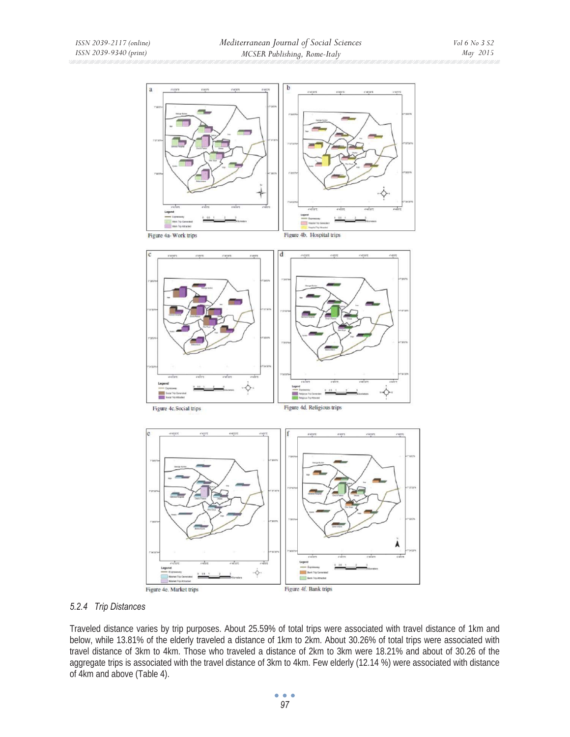Figure 4a- Work trips

Figure 4b. Hospital trips

Figure 4c.Social trips

Figure 4d. Religious trips

Figure 4e. Market trips

Figure 4f. Bank trips

### *5.2.4 Trip Distances*

Traveled distance varies by trip purposes. About 25.59% of total trips were associated with travel distance of 1km and below, while 13.81% of the elderly traveled a distance of 1km to 2km. About 30.26% of total trips were associated with travel distance of 3km to 4km. Those who traveled a distance of 2km to 3km were 18.21% and about of 30.26 of the aggregate trips is associated with the travel distance of 3km to 4km. Few elderly (12.14 %) were associated with distance of 4km and above (Table 4).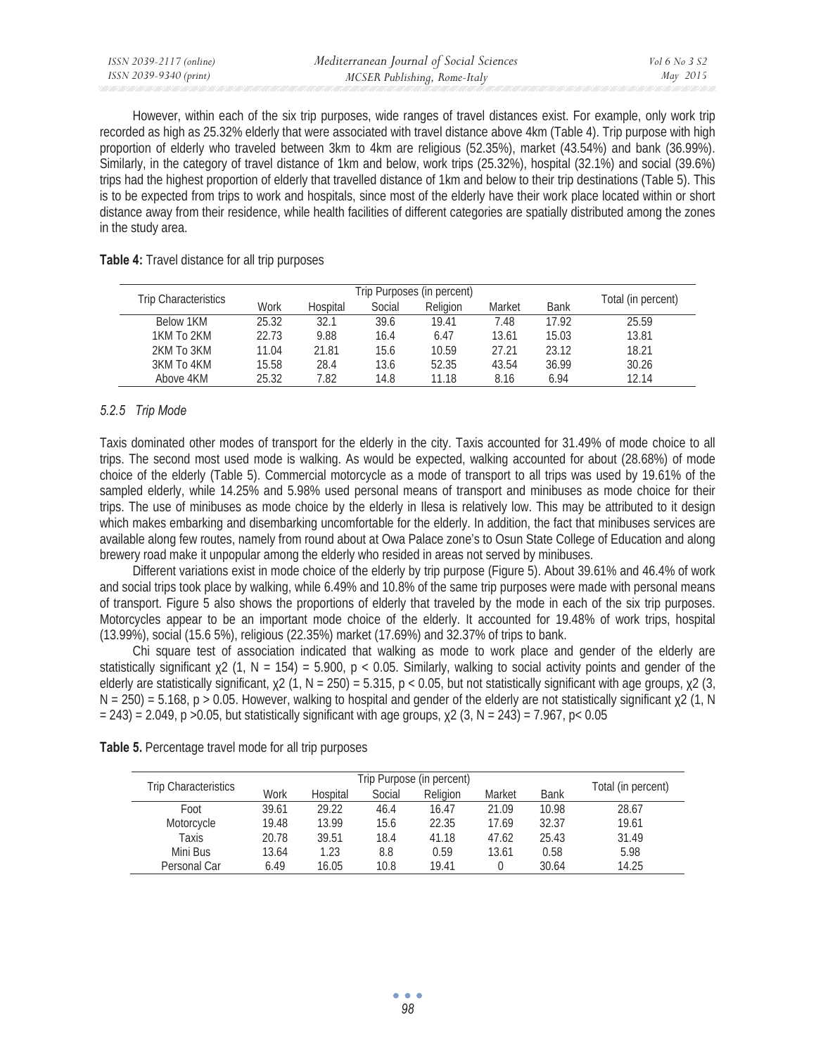However, within each of the six trip purposes, wide ranges of travel distances exist. For example, only work trip recorded as high as 25.32% elderly that were associated with travel distance above 4km (Table 4). Trip purpose with high proportion of elderly who traveled between 3km to 4km are religious (52.35%), market (43.54%) and bank (36.99%). Similarly, in the category of travel distance of 1km and below, work trips (25.32%), hospital (32.1%) and social (39.6%) trips had the highest proportion of elderly that travelled distance of 1km and below to their trip destinations (Table 5). This is to be expected from trips to work and hospitals, since most of the elderly have their work place located within or short distance away from their residence, while health facilities of different categories are spatially distributed among the zones in the study area.

**Table 4:** Travel distance for all trip purposes

| Trip Characteristics | Trip Purposes (in percent) | | | | | | Total (in percent) |
|---|---|---|---|---|---|---|---|
| | Work | Hospital | Social | Religion | Market | Bank | |
| Below 1KM | 25.32 | 32.1 | 39.6 | 19.41 | 7.48 | 17.92 | 25.59 |
| 1KM To 2KM | 22.73 | 9.88 | 16.4 | 6.47 | 13.61 | 15.03 | 13.81 |
| 2KM To 3KM | 11.04 | 21.81 | 15.6 | 10.59 | 27.21 | 23.12 | 18.21 |
| 3KM To 4KM | 15.58 | 28.4 | 13.6 | 52.35 | 43.54 | 36.99 | 30.26 |
| Above 4KM | 25.32 | 7.82 | 14.8 | 11.18 | 8.16 | 6.94 | 12.14 |

### *5.2.5 Trip Mode*

Taxis dominated other modes of transport for the elderly in the city. Taxis accounted for 31.49% of mode choice to all trips. The second most used mode is walking. As would be expected, walking accounted for about (28.68%) of mode choice of the elderly (Table 5). Commercial motorcycle as a mode of transport to all trips was used by 19.61% of the sampled elderly, while 14.25% and 5.98% used personal means of transport and minibuses as mode choice for their trips. The use of minibuses as mode choice by the elderly in Ilesa is relatively low. This may be attributed to it design which makes embarking and disembarking uncomfortable for the elderly. In addition, the fact that minibuses services are available along few routes, namely from round about at Owa Palace zone's to Osun State College of Education and along brewery road make it unpopular among the elderly who resided in areas not served by minibuses.

Different variations exist in mode choice of the elderly by trip purpose (Figure 5). About 39.61% and 46.4% of work and social trips took place by walking, while 6.49% and 10.8% of the same trip purposes were made with personal means of transport. Figure 5 also shows the proportions of elderly that traveled by the mode in each of the six trip purposes. Motorcycles appear to be an important mode choice of the elderly. It accounted for 19.48% of work trips, hospital (13.99%), social (15.6 5%), religious (22.35%) market (17.69%) and 32.37% of trips to bank.

Chi square test of association indicated that walking as mode to work place and gender of the elderly are statistically significant $\chi 2$ (1, N = 154) = 5.900, $p < 0.05$. Similarly, walking to social activity points and gender of the elderly are statistically significant, $\chi 2$ (1, N = 250) = 5.315, $p < 0.05$, but not statistically significant with age groups, $\chi 2$ (3, N = 250) = 5.168, $p > 0.05$. However, walking to hospital and gender of the elderly are not statistically significant $\chi 2$ (1, N = 243) = 2.049, $p > 0.05$, but statistically significant with age groups, $\chi 2$ (3, N = 243) = 7.967, $p < 0.05$

**Table 5.** Percentage travel mode for all trip purposes

| Trip Characteristics | Trip Purpose (in percent) | | | | | | Total (in percent) |
|---|---|---|---|---|---|---|---|
| | Work | Hospital | Social | Religion | Market | Bank | |
| Foot | 39.61 | 29.22 | 46.4 | 16.47 | 21.09 | 10.98 | 28.67 |
| Motorcycle | 19.48 | 13.99 | 15.6 | 22.35 | 17.69 | 32.37 | 19.61 |
| Taxis | 20.78 | 39.51 | 18.4 | 41.18 | 47.62 | 25.43 | 31.49 |
| Mini Bus | 13.64 | 1.23 | 8.8 | 0.59 | 13.61 | 0.58 | 5.98 |
| Personal Car | 6.49 | 16.05 | 10.8 | 19.41 | 0 | 30.64 | 14.25 |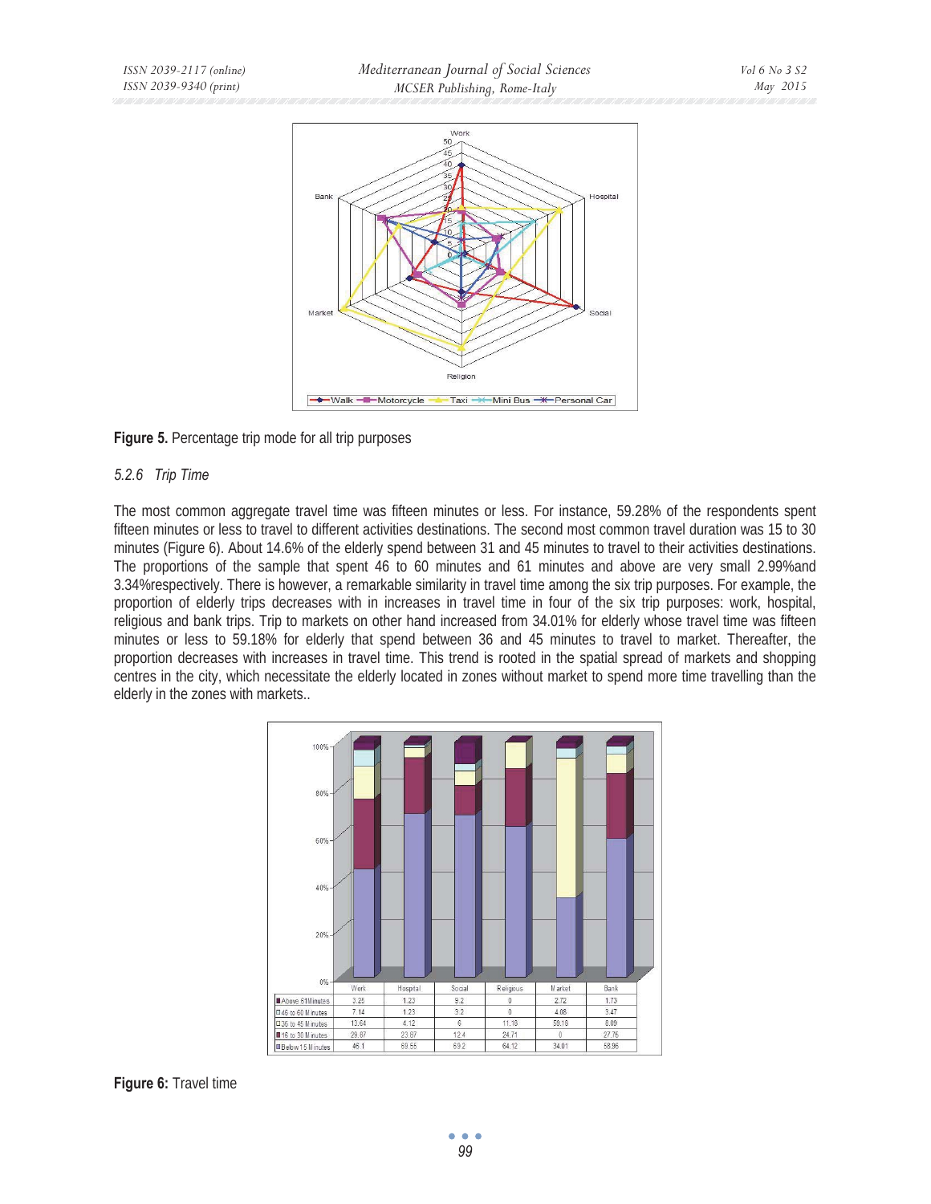**Figure 5.** Percentage trip mode for all trip purposes

### *5.2.6 Trip Time*

The most common aggregate travel time was fifteen minutes or less. For instance, 59.28% of the respondents spent fifteen minutes or less to travel to different activities destinations. The second most common travel duration was 15 to 30 minutes (Figure 6). About 14.6% of the elderly spend between 31 and 45 minutes to travel to their activities destinations. The proportions of the sample that spent 46 to 60 minutes and 61 minutes and above are very small 2.99%and 3.34%respectively. There is however, a remarkable similarity in travel time among the six trip purposes. For example, the proportion of elderly trips decreases with in increases in travel time in four of the six trip purposes: work, hospital, religious and bank trips. Trip to markets on other hand increased from 34.01% for elderly whose travel time was fifteen minutes or less to 59.18% for elderly that spend between 36 and 45 minutes to travel to market. Thereafter, the proportion decreases with increases in travel time. This trend is rooted in the spatial spread of markets and shopping centres in the city, which necessitate the elderly located in zones without market to spend more time travelling than the elderly in the zones with markets..

| | Work | Hospital | Social | Religious | Market | Bank |
|---|---|---|---|---|---|---|
| Above 61Minutes | 3.25 | 1.23 | 9.2 | 0 | 2.72 | 1.73 |
| 46 to 60 Minutes | 7.14 | 1.23 | 3.2 | 0 | 4.08 | 3.47 |
| 36 to 45 Minutes | 13.64 | 4.12 | 6 | 11.18 | 59.18 | 8.09 |
| 16 to 30 Minutes | 29.87 | 23.87 | 12.4 | 24.71 | 0 | 27.75 |
| Below 15 Minutes | 46.1 | 69.55 | 69.2 | 64.12 | 34.01 | 58.96 |

**Figure 6:** Travel time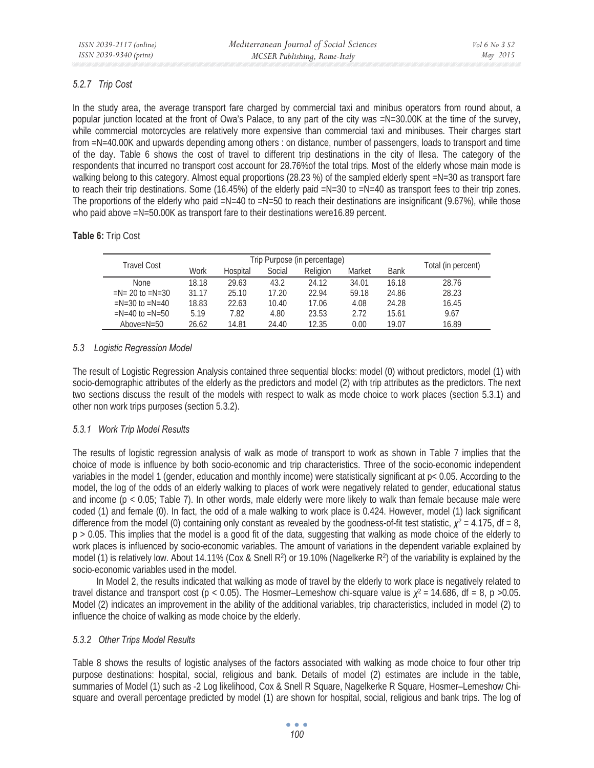### 5.2.7 Trip Cost

In the study area, the average transport fare charged by commercial taxi and minibus operators from round about, a popular junction located at the front of Owa's Palace, to any part of the city was =N=30.00K at the time of the survey, while commercial motorcycles are relatively more expensive than commercial taxi and minibuses. Their charges start from =N=40.00K and upwards depending among others : on distance, number of passengers, loads to transport and time of the day. Table 6 shows the cost of travel to different trip destinations in the city of Ilesa. The category of the respondents that incurred no transport cost account for 28.76%of the total trips. Most of the elderly whose main mode is walking belong to this category. Almost equal proportions (28.23 %) of the sampled elderly spent =N=30 as transport fare to reach their trip destinations. Some (16.45%) of the elderly paid =N=30 to =N=40 as transport fees to their trip zones. The proportions of the elderly who paid =N=40 to =N=50 to reach their destinations are insignificant (9.67%), while those who paid above =N=50.00K as transport fare to their destinations were16.89 percent.

**Table 6:** Trip Cost

| Travel Cost | Trip Purpose (in percentage) | | | | | | Total (in percent) |
|---|---|---|---|---|---|---|---|
| | Work | Hospital | Social | Religion | Market | Bank | |
| None | 18.18 | 29.63 | 43.2 | 24.12 | 34.01 | 16.18 | 28.76 |
| =N= 20 to =N=30 | 31.17 | 25.10 | 17.20 | 22.94 | 59.18 | 24.86 | 28.23 |
| =N=30 to =N=40 | 18.83 | 22.63 | 10.40 | 17.06 | 4.08 | 24.28 | 16.45 |
| =N=40 to =N=50 | 5.19 | 7.82 | 4.80 | 23.53 | 2.72 | 15.61 | 9.67 |
| Above=N=50 | 26.62 | 14.81 | 24.40 | 12.35 | 0.00 | 19.07 | 16.89 |

### 5.3 Logistic Regression Model

The result of Logistic Regression Analysis contained three sequential blocks: model (0) without predictors, model (1) with socio-demographic attributes of the elderly as the predictors and model (2) with trip attributes as the predictors. The next two sections discuss the result of the models with respect to walk as mode choice to work places (section 5.3.1) and other non work trips purposes (section 5.3.2).

### 5.3.1 Work Trip Model Results

The results of logistic regression analysis of walk as mode of transport to work as shown in Table 7 implies that the choice of mode is influence by both socio-economic and trip characteristics. Three of the socio-economic independent variables in the model 1 (gender, education and monthly income) were statistically significant at $p< 0.05$. According to the model, the log of the odds of an elderly walking to places of work were negatively related to gender, educational status and income ($p < 0.05$; Table 7). In other words, male elderly were more likely to walk than female because male were coded (1) and female (0). In fact, the odd of a male walking to work place is 0.424. However, model (1) lack significant difference from the model (0) containing only constant as revealed by the goodness-of-fit test statistic, $\chi^2 = 4.175$, df = 8, $p > 0.05$. This implies that the model is a good fit of the data, suggesting that walking as mode choice of the elderly to work places is influenced by socio-economic variables. The amount of variations in the dependent variable explained by model (1) is relatively low. About 14.11% (Cox & Snell $R^2$) or 19.10% (Nagelkerke $R^2$) of the variability is explained by the socio-economic variables used in the model.

In Model 2, the results indicated that walking as mode of travel by the elderly to work place is negatively related to travel distance and transport cost ($p < 0.05$). The Hosmer–Lemeshow chi-square value is $\chi^2 = 14.686$, df = 8, $p >0.05$. Model (2) indicates an improvement in the ability of the additional variables, trip characteristics, included in model (2) to influence the choice of walking as mode choice by the elderly.

### 5.3.2 Other Trips Model Results

Table 8 shows the results of logistic analyses of the factors associated with walking as mode choice to four other trip purpose destinations: hospital, social, religious and bank. Details of model (2) estimates are include in the table, summaries of Model (1) such as -2 Log likelihood, Cox & Snell R Square, Nagelkerke R Square, Hosmer–Lemeshow Chi-square and overall percentage predicted by model (1) are shown for hospital, social, religious and bank trips. The log of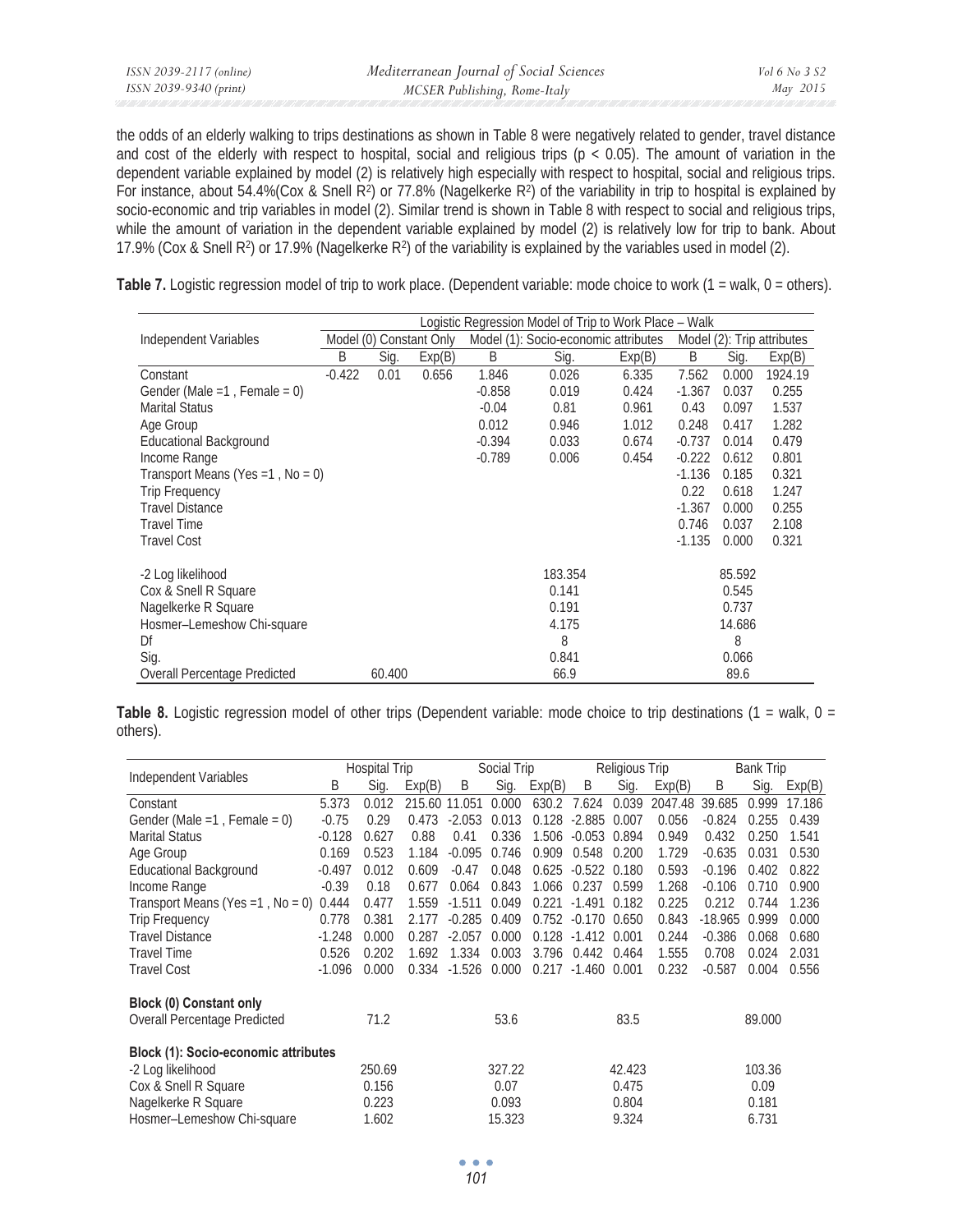the odds of an elderly walking to trips destinations as shown in Table 8 were negatively related to gender, travel distance and cost of the elderly with respect to hospital, social and religious trips ($p < 0.05$). The amount of variation in the dependent variable explained by model (2) is relatively high especially with respect to hospital, social and religious trips. For instance, about 54.4%(Cox & Snell $R^2$) or 77.8% (Nagelkerke $R^2$) of the variability in trip to hospital is explained by socio-economic and trip variables in model (2). Similar trend is shown in Table 8 with respect to social and religious trips, while the amount of variation in the dependent variable explained by model (2) is relatively low for trip to bank. About 17.9% (Cox & Snell $R^2$) or 17.9% (Nagelkerke $R^2$) of the variability is explained by the variables used in model (2).

**Table 7.** Logistic regression model of trip to work place. (Dependent variable: mode choice to work (1 = walk, 0 = others).

| Independent Variables | Logistic Regression Model of Trip to Work Place – Walk | | | | | | | | |
|---|---|---|---|---|---|---|---|---|---|
| | Model (0) Constant Only | | | Model (1): Socio-economic attributes | | | Model (2): Trip attributes | | |
| | B | Sig. | Exp(B) | B | Sig. | Exp(B) | B | Sig. | Exp(B) |
| Constant | -0.422 | 0.01 | 0.656 | 1.846 | 0.026 | 6.335 | 7.562 | 0.000 | 1924.19 |
| Gender (Male =1 , Female = 0) | | | | -0.858 | 0.019 | 0.424 | -1.367 | 0.037 | 0.255 |
| Marital Status | | | | -0.04 | 0.81 | 0.961 | 0.43 | 0.097 | 1.537 |
| Age Group | | | | 0.012 | 0.946 | 1.012 | 0.248 | 0.417 | 1.282 |
| Educational Background | | | | -0.394 | 0.033 | 0.674 | -0.737 | 0.014 | 0.479 |
| Income Range | | | | -0.789 | 0.006 | 0.454 | -0.222 | 0.612 | 0.801 |
| Transport Means (Yes =1 , No = 0) | | | | | | | -1.136 | 0.185 | 0.321 |
| Trip Frequency | | | | | | | 0.22 | 0.618 | 1.247 |
| Travel Distance | | | | | | | -1.367 | 0.000 | 0.255 |
| Travel Time | | | | | | | 0.746 | 0.037 | 2.108 |
| Travel Cost | | | | | | | -1.135 | 0.000 | 0.321 |
| -2 Log likelihood | | | | | 183.354 | | | 85.592 | |
| Cox & Snell R Square | | | | | 0.141 | | | 0.545 | |
| Nagelkerke R Square | | | | | 0.191 | | | 0.737 | |
| Hosmer–Lemeshow Chi-square | | | | | 4.175 | | | 14.686 | |
| Df | | | | | 8 | | | 8 | |
| Sig. | | | | | 0.841 | | | 0.066 | |
| Overall Percentage Predicted | | 60.400 | | | 66.9 | | | 89.6 | |

**Table 8.** Logistic regression model of other trips (Dependent variable: mode choice to trip destinations (1 = walk, 0 = others).

| Independent Variables | Hospital Trip | | | Social Trip | | | Religious Trip | | | Bank Trip | | |
|---|---|---|---|---|---|---|---|---|---|---|---|---|
| | B | Sig. | Exp(B) | B | Sig. | Exp(B) | B | Sig. | Exp(B) | B | Sig. | Exp(B) |
| Constant | 5.373 | 0.012 | 215.60 | 11.051 | 0.000 | 630.2 | 7.624 | 0.039 | 2047.48 | 39.685 | 0.999 | 17.186 |
| Gender (Male =1 , Female = 0) | -0.75 | 0.29 | 0.473 | -2.053 | 0.013 | 0.128 | -2.885 | 0.007 | 0.056 | -0.824 | 0.255 | 0.439 |
| Marital Status | -0.128 | 0.627 | 0.88 | 0.41 | 0.336 | 1.506 | -0.053 | 0.894 | 0.949 | 0.432 | 0.250 | 1.541 |
| Age Group | 0.169 | 0.523 | 1.184 | -0.095 | 0.746 | 0.909 | 0.548 | 0.200 | 1.729 | -0.635 | 0.031 | 0.530 |
| Educational Background | -0.497 | 0.012 | 0.609 | -0.47 | 0.048 | 0.625 | -0.522 | 0.180 | 0.593 | -0.196 | 0.402 | 0.822 |
| Income Range | -0.39 | 0.18 | 0.677 | 0.064 | 0.843 | 1.066 | 0.237 | 0.599 | 1.268 | -0.106 | 0.710 | 0.900 |
| Transport Means (Yes =1 , No = 0) | 0.444 | 0.477 | 1.559 | -1.511 | 0.049 | 0.221 | -1.491 | 0.182 | 0.225 | 0.212 | 0.744 | 1.236 |
| Trip Frequency | 0.778 | 0.381 | 2.177 | -0.285 | 0.409 | 0.752 | -0.170 | 0.650 | 0.843 | -18.965 | 0.999 | 0.000 |
| Travel Distance | -1.248 | 0.000 | 0.287 | -2.057 | 0.000 | 0.128 | -1.412 | 0.001 | 0.244 | -0.386 | 0.068 | 0.680 |
| Travel Time | 0.526 | 0.202 | 1.692 | 1.334 | 0.003 | 3.796 | 0.442 | 0.464 | 1.555 | 0.708 | 0.024 | 2.031 |
| Travel Cost | -1.096 | 0.000 | 0.334 | -1.526 | 0.000 | 0.217 | -1.460 | 0.001 | 0.232 | -0.587 | 0.004 | 0.556 |
| **Block (0) Constant only** | | | | | | | | | | | | |
| Overall Percentage Predicted | | 71.2 | | | 53.6 | | | 83.5 | | | 89.000 | |
| **Block (1): Socio-economic attributes** | | | | | | | | | | | | |
| -2 Log likelihood | | 250.69 | | | 327.22 | | | 42.423 | | | 103.36 | |
| Cox & Snell R Square | | 0.156 | | | 0.07 | | | 0.475 | | | 0.09 | |
| Nagelkerke R Square | | 0.223 | | | 0.093 | | | 0.804 | | | 0.181 | |
| Hosmer–Lemeshow Chi-square | | 1.602 | | | 15.323 | | | 9.324 | | | 6.731 | |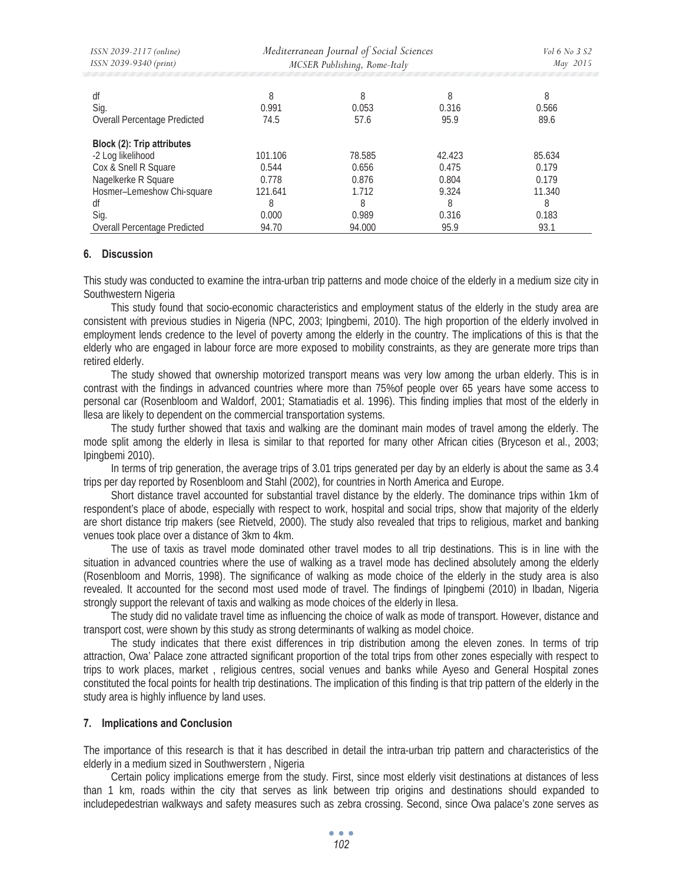| | | | | |
|---|---|---|---|---|
| df | 8 | 8 | 8 | 8 |
| Sig. | 0.991 | 0.053 | 0.316 | 0.566 |
| Overall Percentage Predicted | 74.5 | 57.6 | 95.9 | 89.6 |
| **Block (2): Trip attributes** | | | | |
| -2 Log likelihood | 101.106 | 78.585 | 42.423 | 85.634 |
| Cox & Snell R Square | 0.544 | 0.656 | 0.475 | 0.179 |
| Nagelkerke R Square | 0.778 | 0.876 | 0.804 | 0.179 |
| Hosmer–Lemeshow Chi-square | 121.641 | 1.712 | 9.324 | 11.340 |
| df | 8 | 8 | 8 | 8 |
| Sig. | 0.000 | 0.989 | 0.316 | 0.183 |
| Overall Percentage Predicted | 94.70 | 94.000 | 95.9 | 93.1 |

## 6. Discussion

This study was conducted to examine the intra-urban trip patterns and mode choice of the elderly in a medium size city in Southwestern Nigeria

This study found that socio-economic characteristics and employment status of the elderly in the study area are consistent with previous studies in Nigeria (NPC, 2003; Ipingbemi, 2010). The high proportion of the elderly involved in employment lends credence to the level of poverty among the elderly in the country. The implications of this is that the elderly who are engaged in labour force are more exposed to mobility constraints, as they are generate more trips than retired elderly.

The study showed that ownership motorized transport means was very low among the urban elderly. This is in contrast with the findings in advanced countries where more than 75%of people over 65 years have some access to personal car (Rosenbloom and Waldorf, 2001; Stamatiadis et al. 1996). This finding implies that most of the elderly in llesa are likely to dependent on the commercial transportation systems.

The study further showed that taxis and walking are the dominant main modes of travel among the elderly. The mode split among the elderly in Ilesa is similar to that reported for many other African cities (Bryceson et al., 2003; Ipingbemi 2010).

In terms of trip generation, the average trips of 3.01 trips generated per day by an elderly is about the same as 3.4 trips per day reported by Rosenbloom and Stahl (2002), for countries in North America and Europe.

Short distance travel accounted for substantial travel distance by the elderly. The dominance trips within 1km of respondent's place of abode, especially with respect to work, hospital and social trips, show that majority of the elderly are short distance trip makers (see Rietveld, 2000). The study also revealed that trips to religious, market and banking venues took place over a distance of 3km to 4km.

The use of taxis as travel mode dominated other travel modes to all trip destinations. This is in line with the situation in advanced countries where the use of walking as a travel mode has declined absolutely among the elderly (Rosenbloom and Morris, 1998). The significance of walking as mode choice of the elderly in the study area is also revealed. It accounted for the second most used mode of travel. The findings of Ipingbemi (2010) in Ibadan, Nigeria strongly support the relevant of taxis and walking as mode choices of the elderly in Ilesa.

The study did no validate travel time as influencing the choice of walk as mode of transport. However, distance and transport cost, were shown by this study as strong determinants of walking as model choice.

The study indicates that there exist differences in trip distribution among the eleven zones. In terms of trip attraction, Owa' Palace zone attracted significant proportion of the total trips from other zones especially with respect to trips to work places, market , religious centres, social venues and banks while Ayeso and General Hospital zones constituted the focal points for health trip destinations. The implication of this finding is that trip pattern of the elderly in the study area is highly influence by land uses.

## 7. Implications and Conclusion

The importance of this research is that it has described in detail the intra-urban trip pattern and characteristics of the elderly in a medium sized in Southwerstern , Nigeria

Certain policy implications emerge from the study. First, since most elderly visit destinations at distances of less than 1 km, roads within the city that serves as link between trip origins and destinations should expanded to includepedestrian walkways and safety measures such as zebra crossing. Second, since Owa palace's zone serves as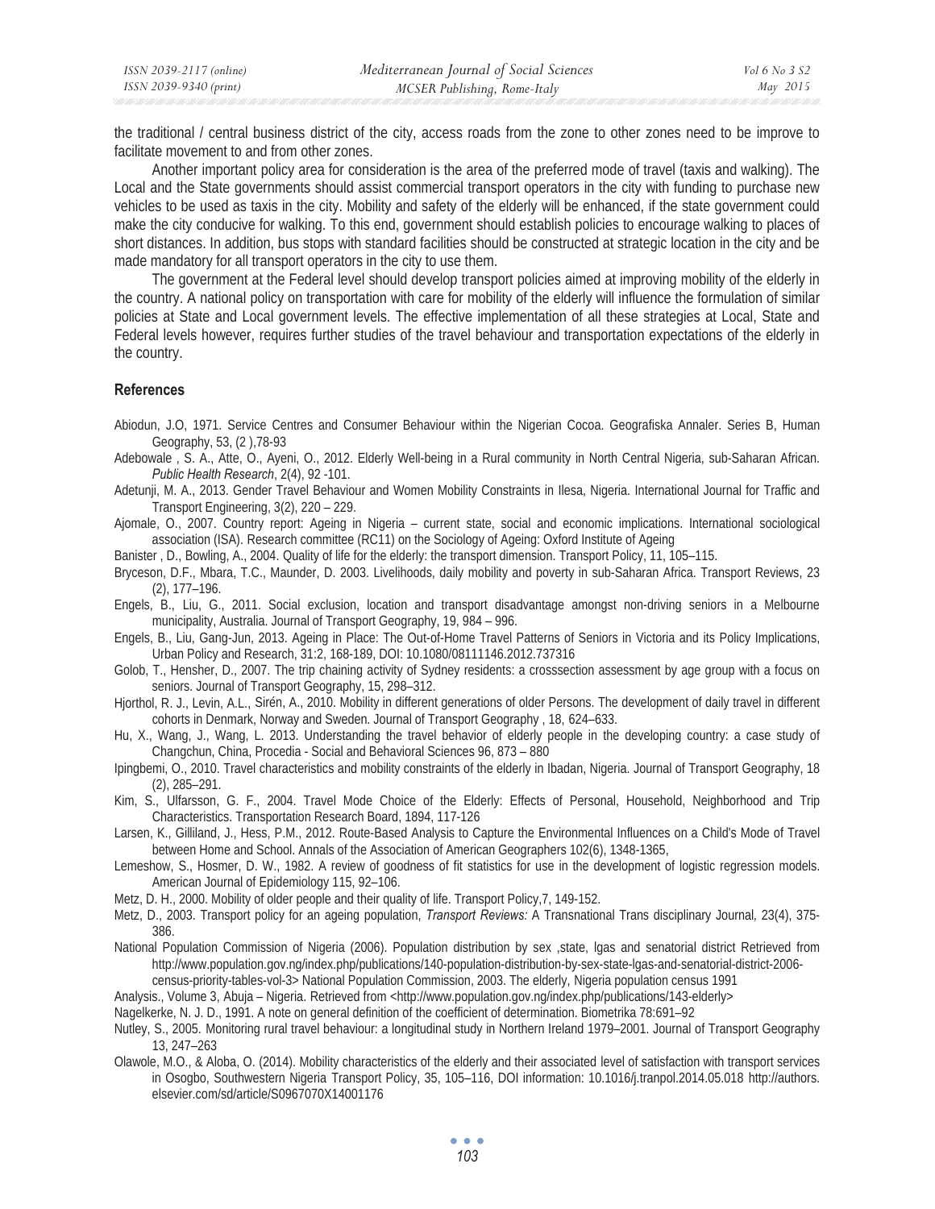the traditional / central business district of the city, access roads from the zone to other zones need to be improve to facilitate movement to and from other zones.

Another important policy area for consideration is the area of the preferred mode of travel (taxis and walking). The Local and the State governments should assist commercial transport operators in the city with funding to purchase new vehicles to be used as taxis in the city. Mobility and safety of the elderly will be enhanced, if the state government could make the city conducive for walking. To this end, government should establish policies to encourage walking to places of short distances. In addition, bus stops with standard facilities should be constructed at strategic location in the city and be made mandatory for all transport operators in the city to use them.

The government at the Federal level should develop transport policies aimed at improving mobility of the elderly in the country. A national policy on transportation with care for mobility of the elderly will influence the formulation of similar policies at State and Local government levels. The effective implementation of all these strategies at Local, State and Federal levels however, requires further studies of the travel behaviour and transportation expectations of the elderly in the country.

## References

Abiodun, J.O, 1971. Service Centres and Consumer Behaviour within the Nigerian Cocoa. Geografiska Annaler. Series B, Human Geography, 53, (2 ),78-93

Adebowale , S. A., Atte, O., Ayeni, O., 2012. Elderly Well-being in a Rural community in North Central Nigeria, sub-Saharan African. *Public Health Research*, 2(4), 92 -101.

Adetunji, M. A., 2013. Gender Travel Behaviour and Women Mobility Constraints in Ilesa, Nigeria. International Journal for Traffic and Transport Engineering, 3(2), 220 – 229.

Ajomale, O., 2007. Country report: Ageing in Nigeria – current state, social and economic implications. International sociological association (ISA). Research committee (RC11) on the Sociology of Ageing: Oxford Institute of Ageing

Banister , D., Bowling, A., 2004. Quality of life for the elderly: the transport dimension. Transport Policy, 11, 105–115.

Bryceson, D.F., Mbara, T.C., Maunder, D. 2003. Livelihoods, daily mobility and poverty in sub-Saharan Africa. Transport Reviews, 23 (2), 177–196.

Engels, B., Liu, G., 2011. Social exclusion, location and transport disadvantage amongst non-driving seniors in a Melbourne municipality, Australia. Journal of Transport Geography, 19, 984 – 996.

Engels, B., Liu, Gang-Jun, 2013. Ageing in Place: The Out-of-Home Travel Patterns of Seniors in Victoria and its Policy Implications, Urban Policy and Research, 31:2, 168-189, DOI: 10.1080/08111146.2012.737316

Golob, T., Hensher, D., 2007. The trip chaining activity of Sydney residents: a crosssection assessment by age group with a focus on seniors. Journal of Transport Geography, 15, 298–312.

Hjorthol, R. J., Levin, A.L., Sirén, A., 2010. Mobility in different generations of older Persons. The development of daily travel in different cohorts in Denmark, Norway and Sweden. Journal of Transport Geography , 18, 624–633.

Hu, X., Wang, J., Wang, L. 2013. Understanding the travel behavior of elderly people in the developing country: a case study of Changchun, China, Procedia - Social and Behavioral Sciences 96, 873 – 880

Ipingbemi, O., 2010. Travel characteristics and mobility constraints of the elderly in Ibadan, Nigeria. Journal of Transport Geography, 18 (2), 285–291.

Kim, S., Ulfarsson, G. F., 2004. Travel Mode Choice of the Elderly: Effects of Personal, Household, Neighborhood and Trip Characteristics. Transportation Research Board, 1894, 117-126

Larsen, K., Gilliland, J., Hess, P.M., 2012. Route-Based Analysis to Capture the Environmental Influences on a Child's Mode of Travel between Home and School. Annals of the Association of American Geographers 102(6), 1348-1365,

Lemeshow, S., Hosmer, D. W., 1982. A review of goodness of fit statistics for use in the development of logistic regression models. American Journal of Epidemiology 115, 92–106.

Metz, D. H., 2000. Mobility of older people and their quality of life. Transport Policy,7, 149-152.

Metz, D., 2003. Transport policy for an ageing population, *Transport Reviews:* A Transnational Trans disciplinary Journal, 23(4), 375-386.

National Population Commission of Nigeria (2006). Population distribution by sex ,state, lgas and senatorial district Retrieved from http://www.population.gov.ng/index.php/publications/140-population-distribution-by-sex-state-lgas-and-senatorial-district-2006-census-priority-tables-vol-3> National Population Commission, 2003. The elderly, Nigeria population census 1991

Analysis., Volume 3, Abuja – Nigeria. Retrieved from <http://www.population.gov.ng/index.php/publications/143-elderly>

Nagelkerke, N. J. D., 1991. A note on general definition of the coefficient of determination. Biometrika 78:691–92

Nutley, S., 2005. Monitoring rural travel behaviour: a longitudinal study in Northern Ireland 1979–2001. Journal of Transport Geography 13, 247–263

Olawole, M.O., & Aloba, O. (2014). Mobility characteristics of the elderly and their associated level of satisfaction with transport services in Osogbo, Southwestern Nigeria Transport Policy, 35, 105–116, DOI information: 10.1016/j.tranpol.2014.05.018 http://authors.elsevier.com/sd/article/S0967070X14001176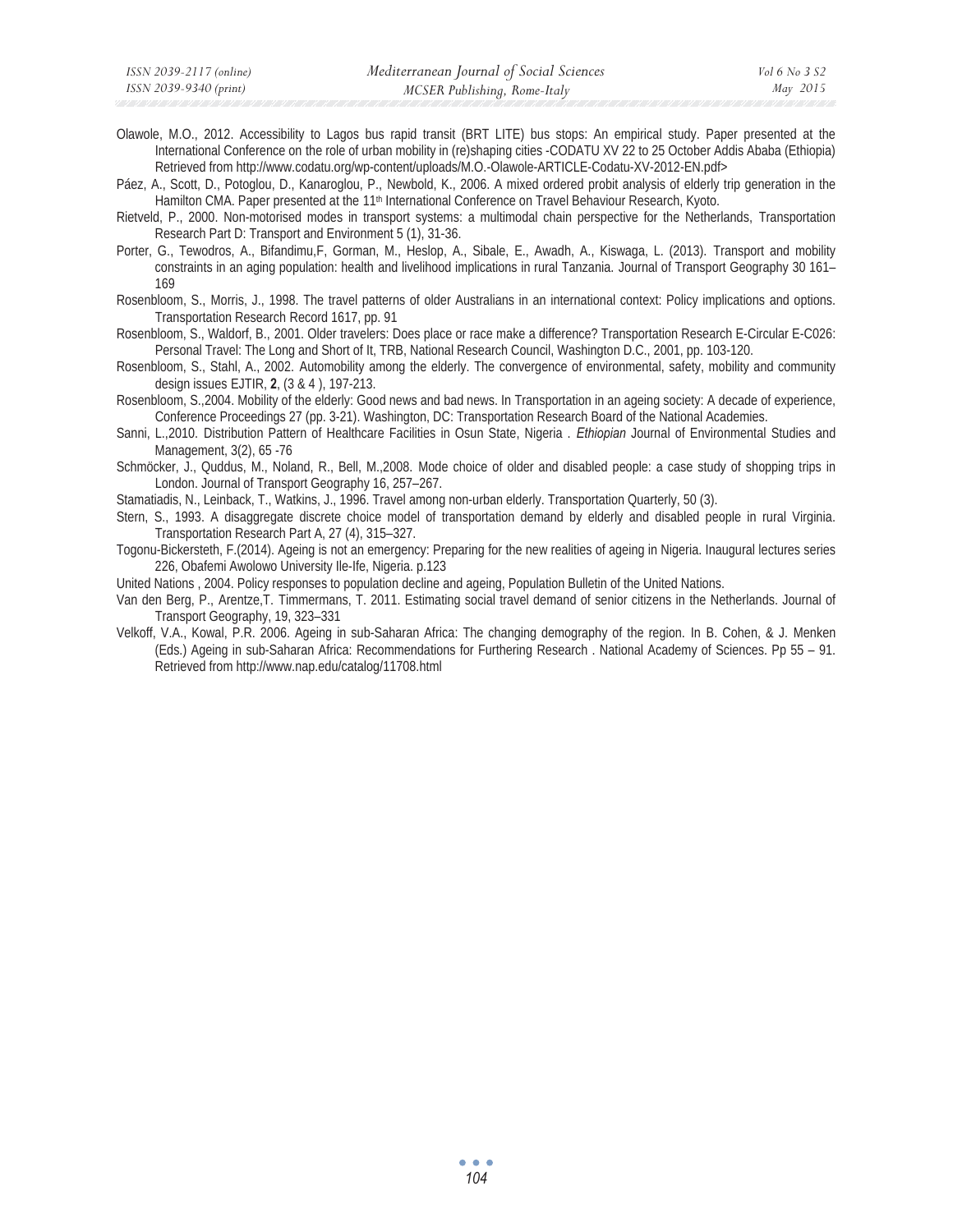Olawole, M.O., 2012. Accessibility to Lagos bus rapid transit (BRT LITE) bus stops: An empirical study. Paper presented at the International Conference on the role of urban mobility in (re)shaping cities -CODATU XV 22 to 25 October Addis Ababa (Ethiopia) Retrieved from http://www.codatu.org/wp-content/uploads/M.O.-Olawole-ARTICLE-Codatu-XV-2012-EN.pdf>

Páez, A., Scott, D., Potoglou, D., Kanaroglou, P., Newbold, K., 2006. A mixed ordered probit analysis of elderly trip generation in the Hamilton CMA. Paper presented at the 11th International Conference on Travel Behaviour Research, Kyoto.

Rietveld, P., 2000. Non-motorised modes in transport systems: a multimodal chain perspective for the Netherlands, Transportation Research Part D: Transport and Environment 5 (1), 31-36.

Porter, G., Tewodros, A., Bifandimu,F, Gorman, M., Heslop, A., Sibale, E., Awadh, A., Kiswaga, L. (2013). Transport and mobility constraints in an aging population: health and livelihood implications in rural Tanzania. Journal of Transport Geography 30 161–169

Rosenbloom, S., Morris, J., 1998. The travel patterns of older Australians in an international context: Policy implications and options. Transportation Research Record 1617, pp. 91

Rosenbloom, S., Waldorf, B., 2001. Older travelers: Does place or race make a difference? Transportation Research E-Circular E-C026: Personal Travel: The Long and Short of It, TRB, National Research Council, Washington D.C., 2001, pp. 103-120.

Rosenbloom, S., Stahl, A., 2002. Automobility among the elderly. The convergence of environmental, safety, mobility and community design issues EJTIR, **2**, (3 & 4 ), 197-213.

Rosenbloom, S.,2004. Mobility of the elderly: Good news and bad news. In Transportation in an ageing society: A decade of experience, Conference Proceedings 27 (pp. 3-21). Washington, DC: Transportation Research Board of the National Academies.

Sanni, L.,2010. Distribution Pattern of Healthcare Facilities in Osun State, Nigeria . *Ethiopian* Journal of Environmental Studies and Management, 3(2), 65 -76

Schmöcker, J., Quddus, M., Noland, R., Bell, M.,2008. Mode choice of older and disabled people: a case study of shopping trips in London. Journal of Transport Geography 16, 257–267.

Stamatiadis, N., Leinback, T., Watkins, J., 1996. Travel among non-urban elderly. Transportation Quarterly, 50 (3).

Stern, S., 1993. A disaggregate discrete choice model of transportation demand by elderly and disabled people in rural Virginia. Transportation Research Part A, 27 (4), 315–327.

Togonu-Bickersteth, F.(2014). Ageing is not an emergency: Preparing for the new realities of ageing in Nigeria. Inaugural lectures series 226, Obafemi Awolowo University Ile-Ife, Nigeria. p.123

United Nations , 2004. Policy responses to population decline and ageing, Population Bulletin of the United Nations.

Van den Berg, P., Arentze,T. Timmermans, T. 2011. Estimating social travel demand of senior citizens in the Netherlands. Journal of Transport Geography, 19, 323–331

Velkoff, V.A., Kowal, P.R. 2006. Ageing in sub-Saharan Africa: The changing demography of the region. In B. Cohen, & J. Menken (Eds.) Ageing in sub-Saharan Africa: Recommendations for Furthering Research . National Academy of Sciences. Pp 55 – 91. Retrieved from http://www.nap.edu/catalog/11708.html